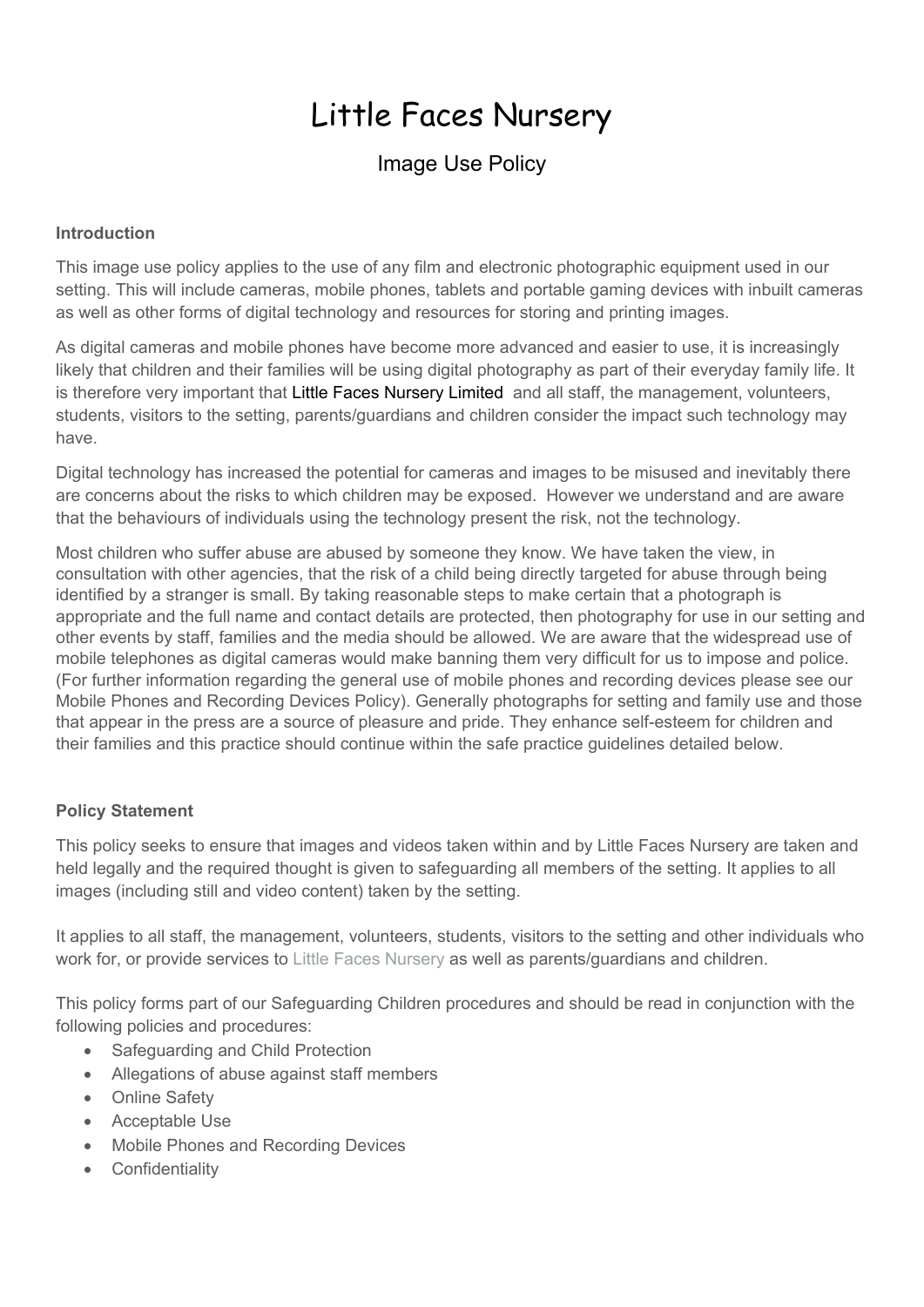# Little Faces Nursery

## Image Use Policy

### Introduction

This image use policy applies to the use of any film and electronic photographic equipment used in our setting. This will include cameras, mobile phones, tablets and portable gaming devices with inbuilt cameras as well as other forms of digital technology and resources for storing and printing images.

As digital cameras and mobile phones have become more advanced and easier to use, it is increasingly likely that children and their families will be using digital photography as part of their everyday family life. It is therefore very important that Little Faces Nursery Limited and all staff, the management, volunteers, students, visitors to the setting, parents/guardians and children consider the impact such technology may have.

Digital technology has increased the potential for cameras and images to be misused and inevitably there are concerns about the risks to which children may be exposed. However we understand and are aware that the behaviours of individuals using the technology present the risk, not the technology.

Most children who suffer abuse are abused by someone they know. We have taken the view, in consultation with other agencies, that the risk of a child being directly targeted for abuse through being identified by a stranger is small. By taking reasonable steps to make certain that a photograph is appropriate and the full name and contact details are protected, then photography for use in our setting and other events by staff, families and the media should be allowed. We are aware that the widespread use of mobile telephones as digital cameras would make banning them very difficult for us to impose and police. (For further information regarding the general use of mobile phones and recording devices please see our Mobile Phones and Recording Devices Policy). Generally photographs for setting and family use and those that appear in the press are a source of pleasure and pride. They enhance self-esteem for children and their families and this practice should continue within the safe practice guidelines detailed below.

### Policy Statement

This policy seeks to ensure that images and videos taken within and by Little Faces Nursery are taken and held legally and the required thought is given to safeguarding all members of the setting. It applies to all images (including still and video content) taken by the setting.

It applies to all staff, the management, volunteers, students, visitors to the setting and other individuals who work for, or provide services to Little Faces Nursery as well as parents/guardians and children.

This policy forms part of our Safeguarding Children procedures and should be read in conjunction with the following policies and procedures:

- Safeguarding and Child Protection
- Allegations of abuse against staff members
- Online Safety
- Acceptable Use
- Mobile Phones and Recording Devices
- Confidentiality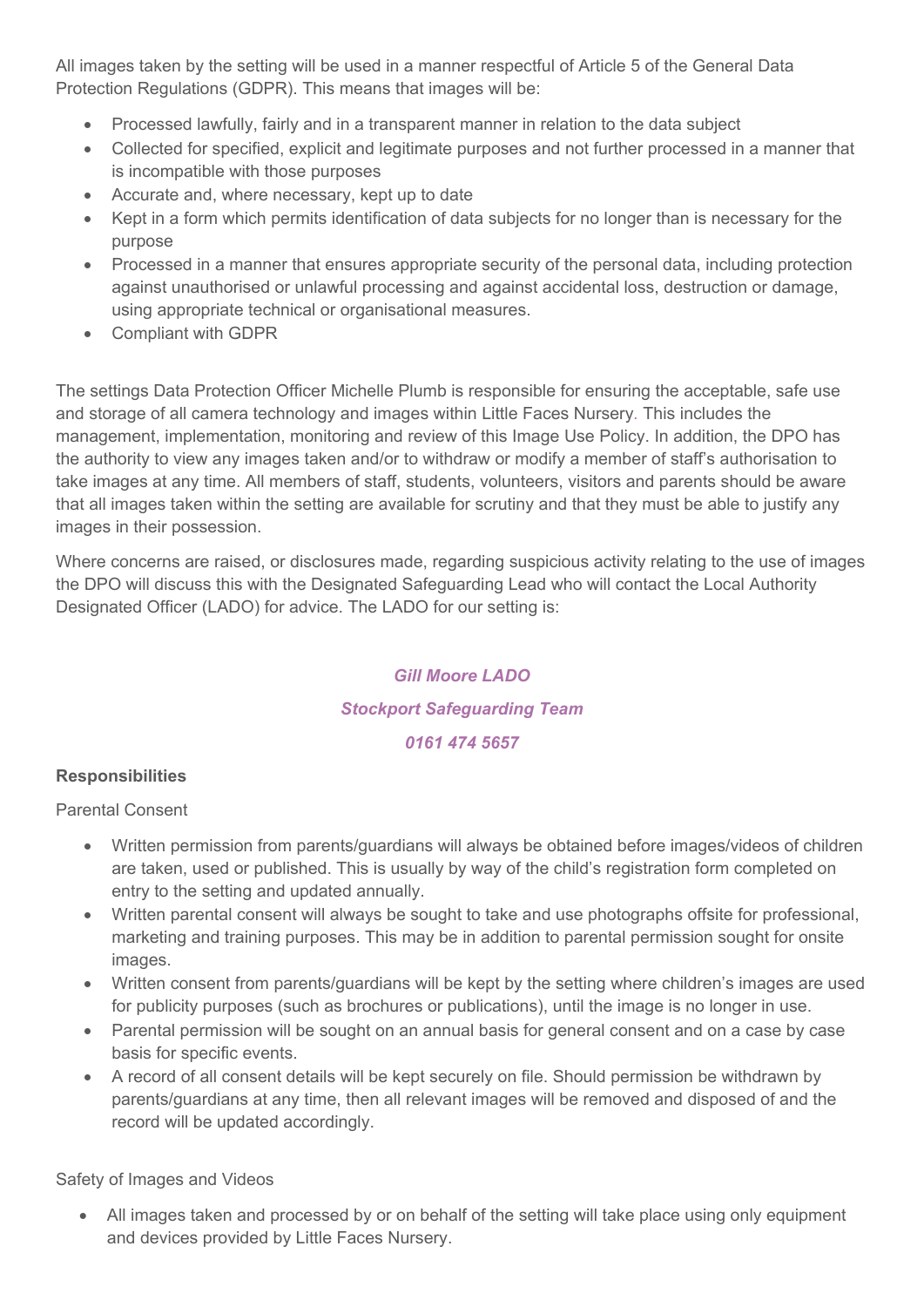All images taken by the setting will be used in a manner respectful of Article 5 of the General Data Protection Regulations (GDPR). This means that images will be:

- Processed lawfully, fairly and in a transparent manner in relation to the data subject
- Collected for specified, explicit and legitimate purposes and not further processed in a manner that is incompatible with those purposes
- Accurate and, where necessary, kept up to date
- Kept in a form which permits identification of data subjects for no longer than is necessary for the purpose
- Processed in a manner that ensures appropriate security of the personal data, including protection against unauthorised or unlawful processing and against accidental loss, destruction or damage, using appropriate technical or organisational measures.
- Compliant with GDPR

The settings Data Protection Officer Michelle Plumb is responsible for ensuring the acceptable, safe use and storage of all camera technology and images within Little Faces Nursery. This includes the management, implementation, monitoring and review of this Image Use Policy. In addition, the DPO has the authority to view any images taken and/or to withdraw or modify a member of staff's authorisation to take images at any time. All members of staff, students, volunteers, visitors and parents should be aware that all images taken within the setting are available for scrutiny and that they must be able to justify any images in their possession.

Where concerns are raised, or disclosures made, regarding suspicious activity relating to the use of images the DPO will discuss this with the Designated Safeguarding Lead who will contact the Local Authority Designated Officer (LADO) for advice. The LADO for our setting is:

***Gill Moore LADO***

***Stockport Safeguarding Team***

***0161 474 5657***

**Responsibilities**

Parental Consent

- Written permission from parents/guardians will always be obtained before images/videos of children are taken, used or published. This is usually by way of the child's registration form completed on entry to the setting and updated annually.
- Written parental consent will always be sought to take and use photographs offsite for professional, marketing and training purposes. This may be in addition to parental permission sought for onsite images.
- Written consent from parents/guardians will be kept by the setting where children's images are used for publicity purposes (such as brochures or publications), until the image is no longer in use.
- Parental permission will be sought on an annual basis for general consent and on a case by case basis for specific events.
- A record of all consent details will be kept securely on file. Should permission be withdrawn by parents/guardians at any time, then all relevant images will be removed and disposed of and the record will be updated accordingly.

Safety of Images and Videos

- All images taken and processed by or on behalf of the setting will take place using only equipment and devices provided by Little Faces Nursery.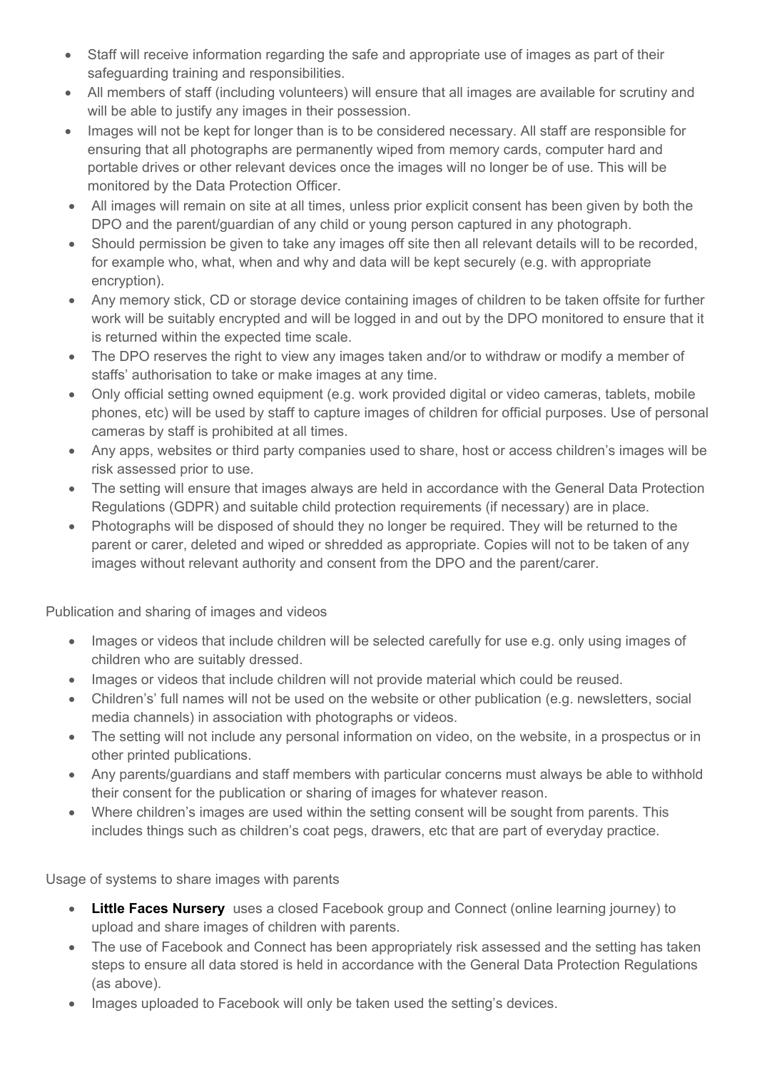- Staff will receive information regarding the safe and appropriate use of images as part of their safeguarding training and responsibilities.
- All members of staff (including volunteers) will ensure that all images are available for scrutiny and will be able to justify any images in their possession.
- Images will not be kept for longer than is to be considered necessary. All staff are responsible for ensuring that all photographs are permanently wiped from memory cards, computer hard and portable drives or other relevant devices once the images will no longer be of use. This will be monitored by the Data Protection Officer.
- All images will remain on site at all times, unless prior explicit consent has been given by both the DPO and the parent/guardian of any child or young person captured in any photograph.
- Should permission be given to take any images off site then all relevant details will to be recorded, for example who, what, when and why and data will be kept securely (e.g. with appropriate encryption).
- Any memory stick, CD or storage device containing images of children to be taken offsite for further work will be suitably encrypted and will be logged in and out by the DPO monitored to ensure that it is returned within the expected time scale.
- The DPO reserves the right to view any images taken and/or to withdraw or modify a member of staffs' authorisation to take or make images at any time.
- Only official setting owned equipment (e.g. work provided digital or video cameras, tablets, mobile phones, etc) will be used by staff to capture images of children for official purposes. Use of personal cameras by staff is prohibited at all times.
- Any apps, websites or third party companies used to share, host or access children's images will be risk assessed prior to use.
- The setting will ensure that images always are held in accordance with the General Data Protection Regulations (GDPR) and suitable child protection requirements (if necessary) are in place.
- Photographs will be disposed of should they no longer be required. They will be returned to the parent or carer, deleted and wiped or shredded as appropriate. Copies will not to be taken of any images without relevant authority and consent from the DPO and the parent/carer.

Publication and sharing of images and videos

- Images or videos that include children will be selected carefully for use e.g. only using images of children who are suitably dressed.
- Images or videos that include children will not provide material which could be reused.
- Children's' full names will not be used on the website or other publication (e.g. newsletters, social media channels) in association with photographs or videos.
- The setting will not include any personal information on video, on the website, in a prospectus or in other printed publications.
- Any parents/guardians and staff members with particular concerns must always be able to withhold their consent for the publication or sharing of images for whatever reason.
- Where children's images are used within the setting consent will be sought from parents. This includes things such as children's coat pegs, drawers, etc that are part of everyday practice.

Usage of systems to share images with parents

- **Little Faces Nursery** uses a closed Facebook group and Connect (online learning journey) to upload and share images of children with parents.
- The use of Facebook and Connect has been appropriately risk assessed and the setting has taken steps to ensure all data stored is held in accordance with the General Data Protection Regulations (as above).
- Images uploaded to Facebook will only be taken used the setting's devices.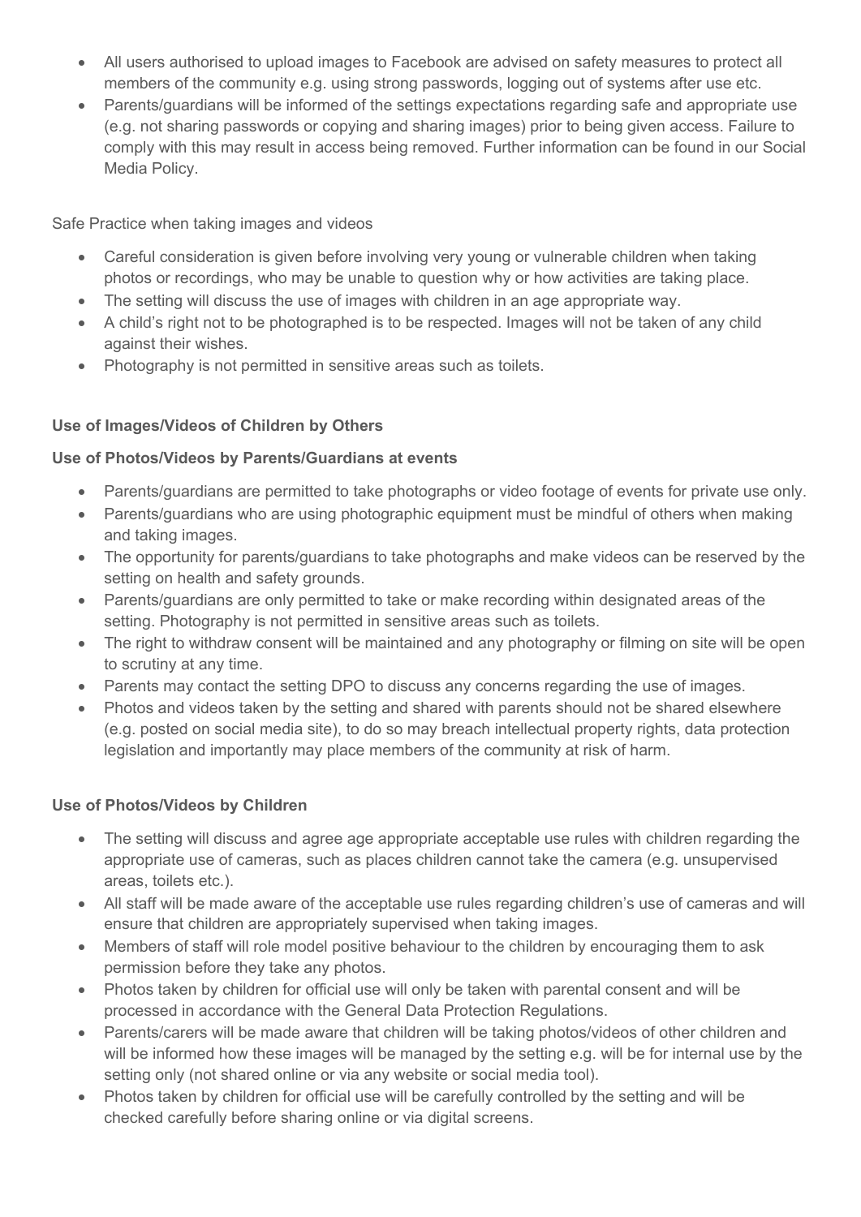- All users authorised to upload images to Facebook are advised on safety measures to protect all members of the community e.g. using strong passwords, logging out of systems after use etc.
- Parents/guardians will be informed of the settings expectations regarding safe and appropriate use (e.g. not sharing passwords or copying and sharing images) prior to being given access. Failure to comply with this may result in access being removed. Further information can be found in our Social Media Policy.

Safe Practice when taking images and videos

- Careful consideration is given before involving very young or vulnerable children when taking photos or recordings, who may be unable to question why or how activities are taking place.
- The setting will discuss the use of images with children in an age appropriate way.
- A child's right not to be photographed is to be respected. Images will not be taken of any child against their wishes.
- Photography is not permitted in sensitive areas such as toilets.

**Use of Images/Videos of Children by Others**

**Use of Photos/Videos by Parents/Guardians at events**

- Parents/guardians are permitted to take photographs or video footage of events for private use only.
- Parents/guardians who are using photographic equipment must be mindful of others when making and taking images.
- The opportunity for parents/guardians to take photographs and make videos can be reserved by the setting on health and safety grounds.
- Parents/guardians are only permitted to take or make recording within designated areas of the setting. Photography is not permitted in sensitive areas such as toilets.
- The right to withdraw consent will be maintained and any photography or filming on site will be open to scrutiny at any time.
- Parents may contact the setting DPO to discuss any concerns regarding the use of images.
- Photos and videos taken by the setting and shared with parents should not be shared elsewhere (e.g. posted on social media site), to do so may breach intellectual property rights, data protection legislation and importantly may place members of the community at risk of harm.

**Use of Photos/Videos by Children**

- The setting will discuss and agree age appropriate acceptable use rules with children regarding the appropriate use of cameras, such as places children cannot take the camera (e.g. unsupervised areas, toilets etc.).
- All staff will be made aware of the acceptable use rules regarding children's use of cameras and will ensure that children are appropriately supervised when taking images.
- Members of staff will role model positive behaviour to the children by encouraging them to ask permission before they take any photos.
- Photos taken by children for official use will only be taken with parental consent and will be processed in accordance with the General Data Protection Regulations.
- Parents/carers will be made aware that children will be taking photos/videos of other children and will be informed how these images will be managed by the setting e.g. will be for internal use by the setting only (not shared online or via any website or social media tool).
- Photos taken by children for official use will be carefully controlled by the setting and will be checked carefully before sharing online or via digital screens.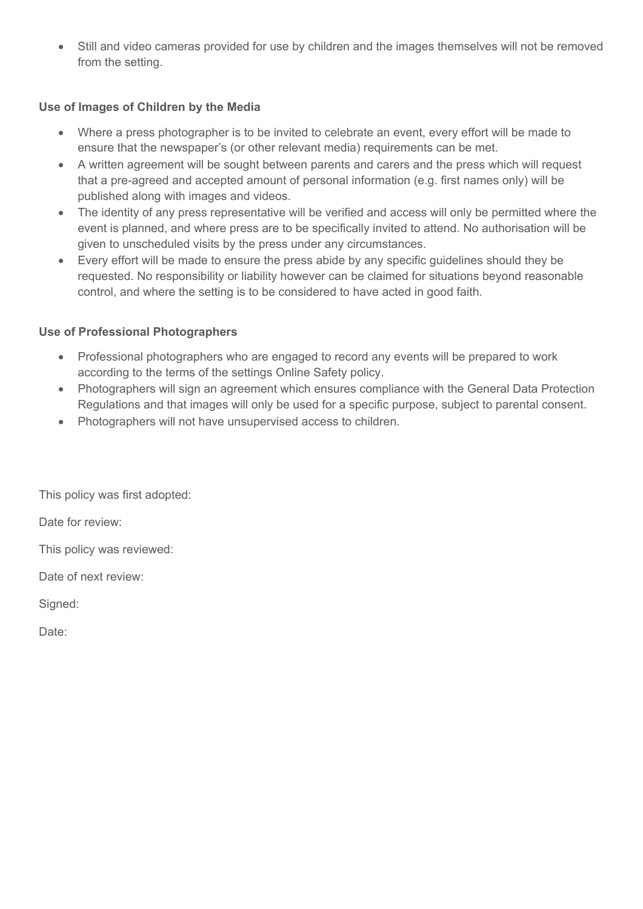- Still and video cameras provided for use by children and the images themselves will not be removed from the setting.

**Use of Images of Children by the Media**

- Where a press photographer is to be invited to celebrate an event, every effort will be made to ensure that the newspaper's (or other relevant media) requirements can be met.
- A written agreement will be sought between parents and carers and the press which will request that a pre-agreed and accepted amount of personal information (e.g. first names only) will be published along with images and videos.
- The identity of any press representative will be verified and access will only be permitted where the event is planned, and where press are to be specifically invited to attend. No authorisation will be given to unscheduled visits by the press under any circumstances.
- Every effort will be made to ensure the press abide by any specific guidelines should they be requested. No responsibility or liability however can be claimed for situations beyond reasonable control, and where the setting is to be considered to have acted in good faith.

**Use of Professional Photographers**

- Professional photographers who are engaged to record any events will be prepared to work according to the terms of the settings Online Safety policy.
- Photographers will sign an agreement which ensures compliance with the General Data Protection Regulations and that images will only be used for a specific purpose, subject to parental consent.
- Photographers will not have unsupervised access to children.

This policy was first adopted:

Date for review:

This policy was reviewed:

Date of next review:

Signed:

Date: